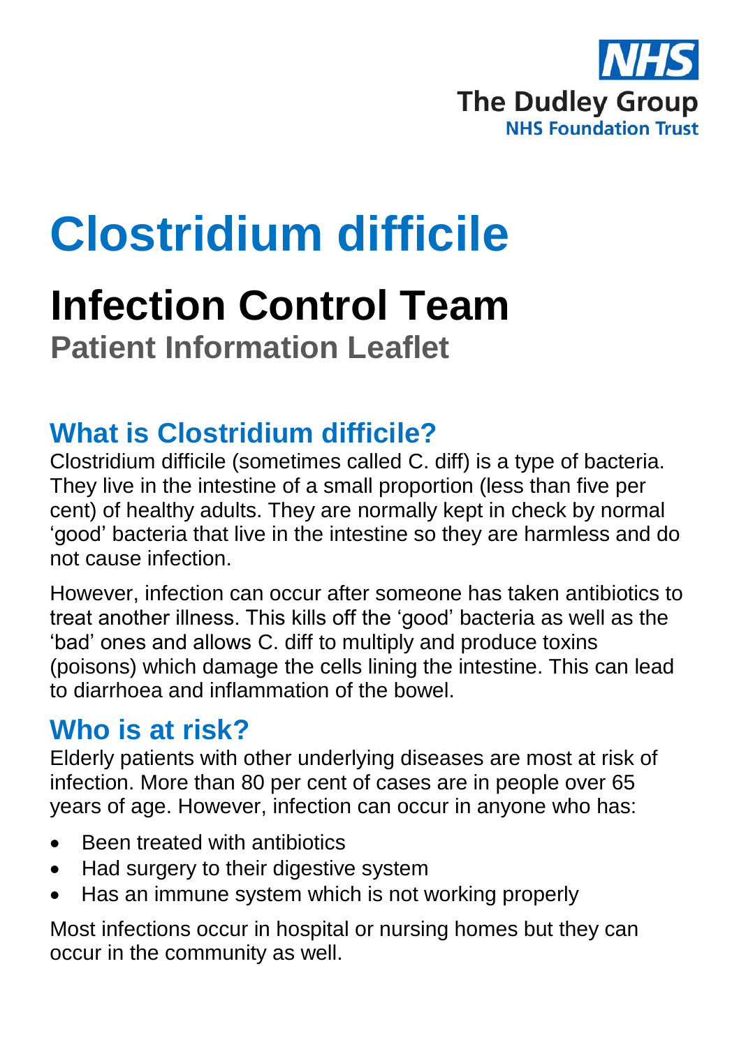NHS
The Dudley Group
NHS Foundation Trust

# Clostridium difficile

# Infection Control Team

### Patient Information Leaflet

## What is Clostridium difficile?

Clostridium difficile (sometimes called C. diff) is a type of bacteria. They live in the intestine of a small proportion (less than five per cent) of healthy adults. They are normally kept in check by normal 'good' bacteria that live in the intestine so they are harmless and do not cause infection.

However, infection can occur after someone has taken antibiotics to treat another illness. This kills off the 'good' bacteria as well as the 'bad' ones and allows C. diff to multiply and produce toxins (poisons) which damage the cells lining the intestine. This can lead to diarrhoea and inflammation of the bowel.

## Who is at risk?

Elderly patients with other underlying diseases are most at risk of infection. More than 80 per cent of cases are in people over 65 years of age. However, infection can occur in anyone who has:

- Been treated with antibiotics
- Had surgery to their digestive system
- Has an immune system which is not working properly

Most infections occur in hospital or nursing homes but they can occur in the community as well.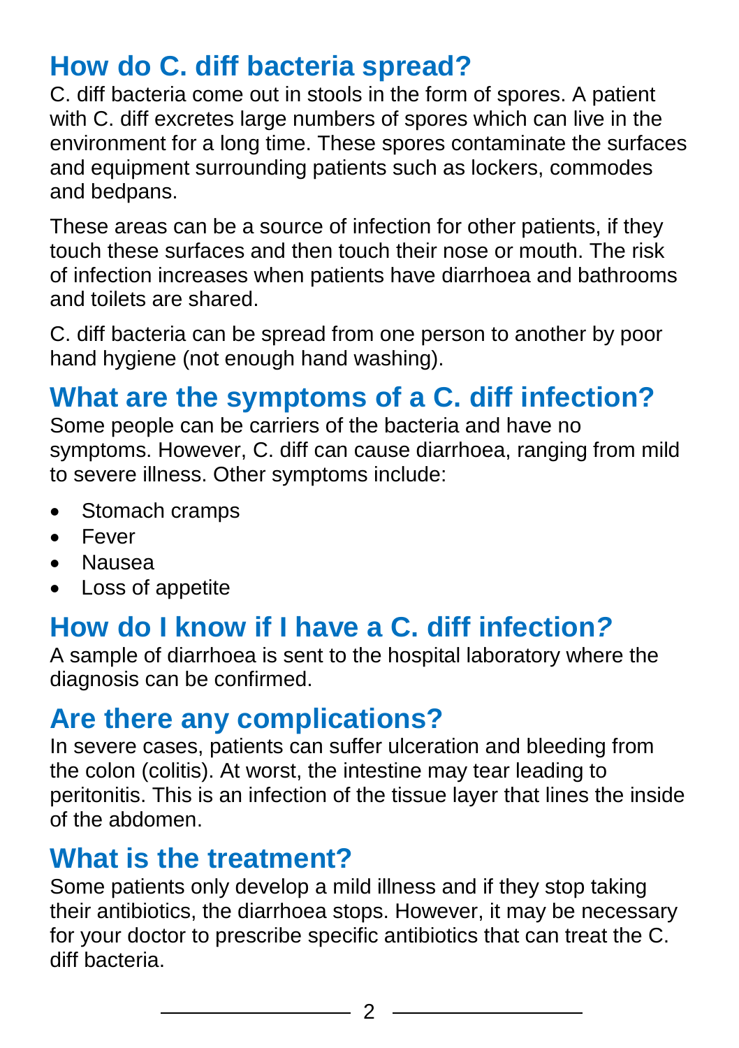## How do C. diff bacteria spread?

C. diff bacteria come out in stools in the form of spores. A patient with C. diff excretes large numbers of spores which can live in the environment for a long time. These spores contaminate the surfaces and equipment surrounding patients such as lockers, commodes and bedpans.

These areas can be a source of infection for other patients, if they touch these surfaces and then touch their nose or mouth. The risk of infection increases when patients have diarrhoea and bathrooms and toilets are shared.

C. diff bacteria can be spread from one person to another by poor hand hygiene (not enough hand washing).

## What are the symptoms of a C. diff infection?

Some people can be carriers of the bacteria and have no symptoms. However, C. diff can cause diarrhoea, ranging from mild to severe illness. Other symptoms include:

- Stomach cramps
- Fever
- Nausea
- Loss of appetite

## How do I know if I have a C. diff infection?

A sample of diarrhoea is sent to the hospital laboratory where the diagnosis can be confirmed.

## Are there any complications?

In severe cases, patients can suffer ulceration and bleeding from the colon (colitis). At worst, the intestine may tear leading to peritonitis. This is an infection of the tissue layer that lines the inside of the abdomen.

## What is the treatment?

Some patients only develop a mild illness and if they stop taking their antibiotics, the diarrhoea stops. However, it may be necessary for your doctor to prescribe specific antibiotics that can treat the C. diff bacteria.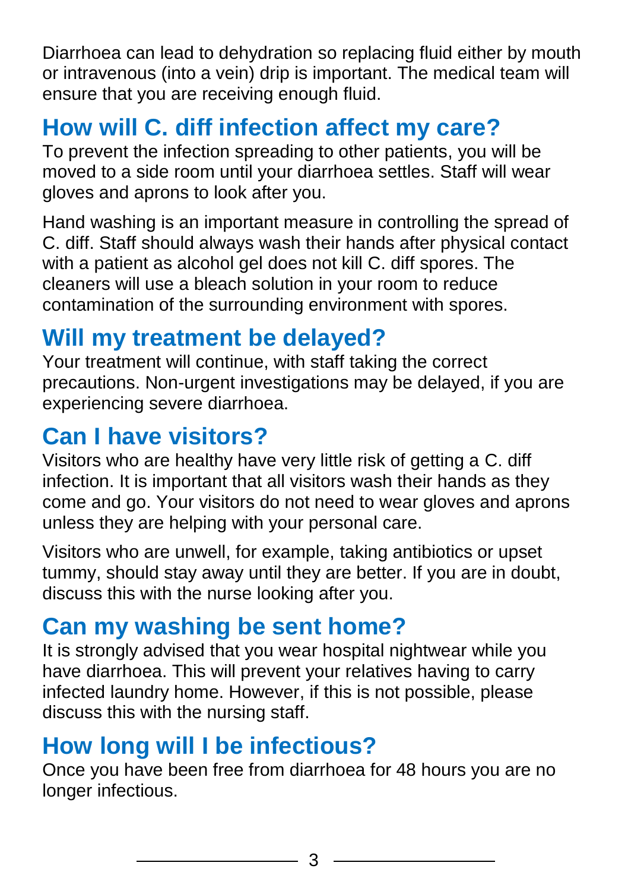Diarrhoea can lead to dehydration so replacing fluid either by mouth or intravenous (into a vein) drip is important. The medical team will ensure that you are receiving enough fluid.

## How will C. diff infection affect my care?

To prevent the infection spreading to other patients, you will be moved to a side room until your diarrhoea settles. Staff will wear gloves and aprons to look after you.

Hand washing is an important measure in controlling the spread of C. diff. Staff should always wash their hands after physical contact with a patient as alcohol gel does not kill C. diff spores. The cleaners will use a bleach solution in your room to reduce contamination of the surrounding environment with spores.

## Will my treatment be delayed?

Your treatment will continue, with staff taking the correct precautions. Non-urgent investigations may be delayed, if you are experiencing severe diarrhoea.

## Can I have visitors?

Visitors who are healthy have very little risk of getting a C. diff infection. It is important that all visitors wash their hands as they come and go. Your visitors do not need to wear gloves and aprons unless they are helping with your personal care.

Visitors who are unwell, for example, taking antibiotics or upset tummy, should stay away until they are better. If you are in doubt, discuss this with the nurse looking after you.

## Can my washing be sent home?

It is strongly advised that you wear hospital nightwear while you have diarrhoea. This will prevent your relatives having to carry infected laundry home. However, if this is not possible, please discuss this with the nursing staff.

## How long will I be infectious?

Once you have been free from diarrhoea for 48 hours you are no longer infectious.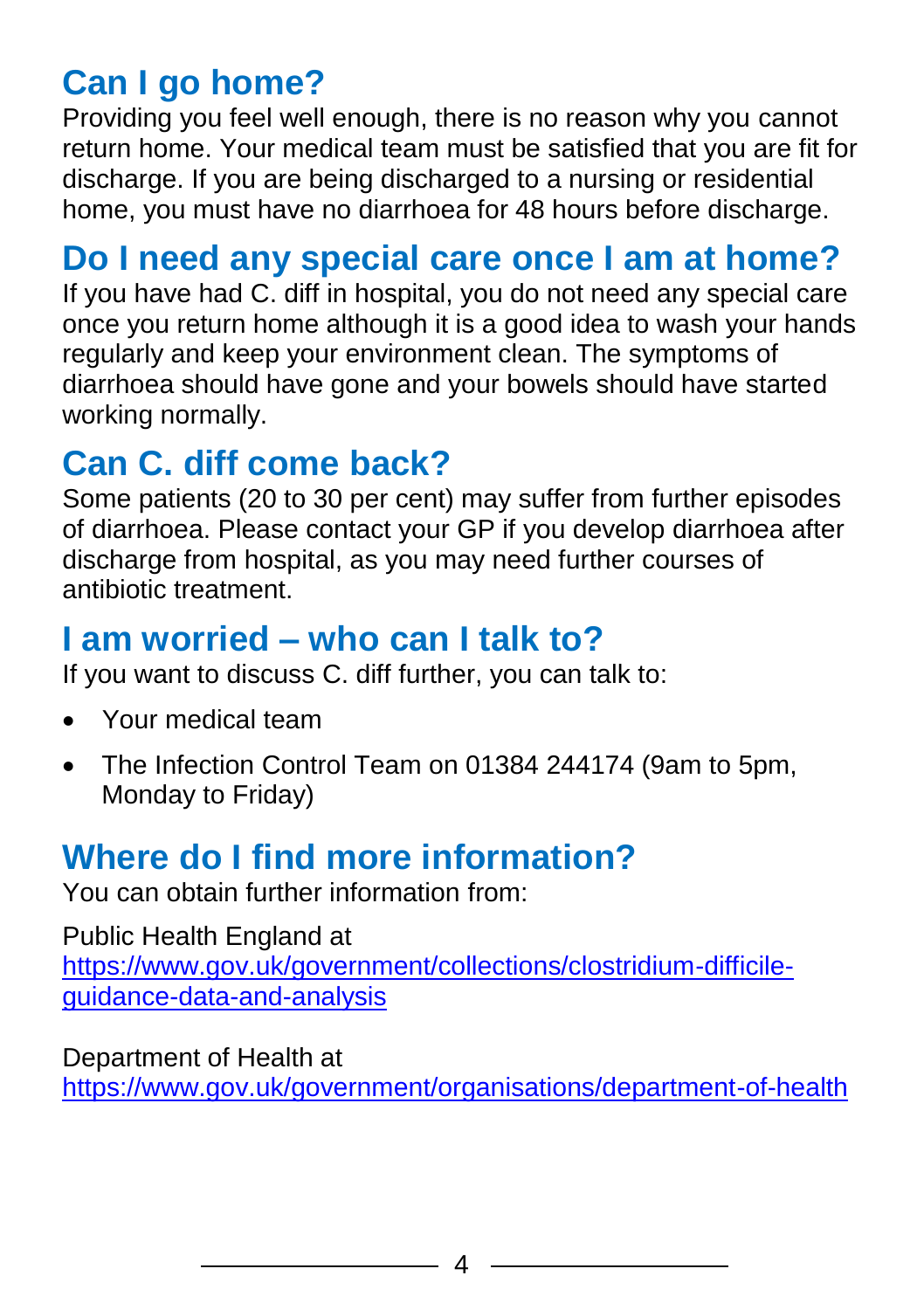## Can I go home?

Providing you feel well enough, there is no reason why you cannot return home. Your medical team must be satisfied that you are fit for discharge. If you are being discharged to a nursing or residential home, you must have no diarrhoea for 48 hours before discharge.

## Do I need any special care once I am at home?

If you have had C. diff in hospital, you do not need any special care once you return home although it is a good idea to wash your hands regularly and keep your environment clean. The symptoms of diarrhoea should have gone and your bowels should have started working normally.

## Can C. diff come back?

Some patients (20 to 30 per cent) may suffer from further episodes of diarrhoea. Please contact your GP if you develop diarrhoea after discharge from hospital, as you may need further courses of antibiotic treatment.

## I am worried – who can I talk to?

If you want to discuss C. diff further, you can talk to:

- Your medical team
- The Infection Control Team on 01384 244174 (9am to 5pm, Monday to Friday)

## Where do I find more information?

You can obtain further information from:

Public Health England at
https://www.gov.uk/government/collections/clostridium-difficile-guidance-data-and-analysis

Department of Health at
https://www.gov.uk/government/organisations/department-of-health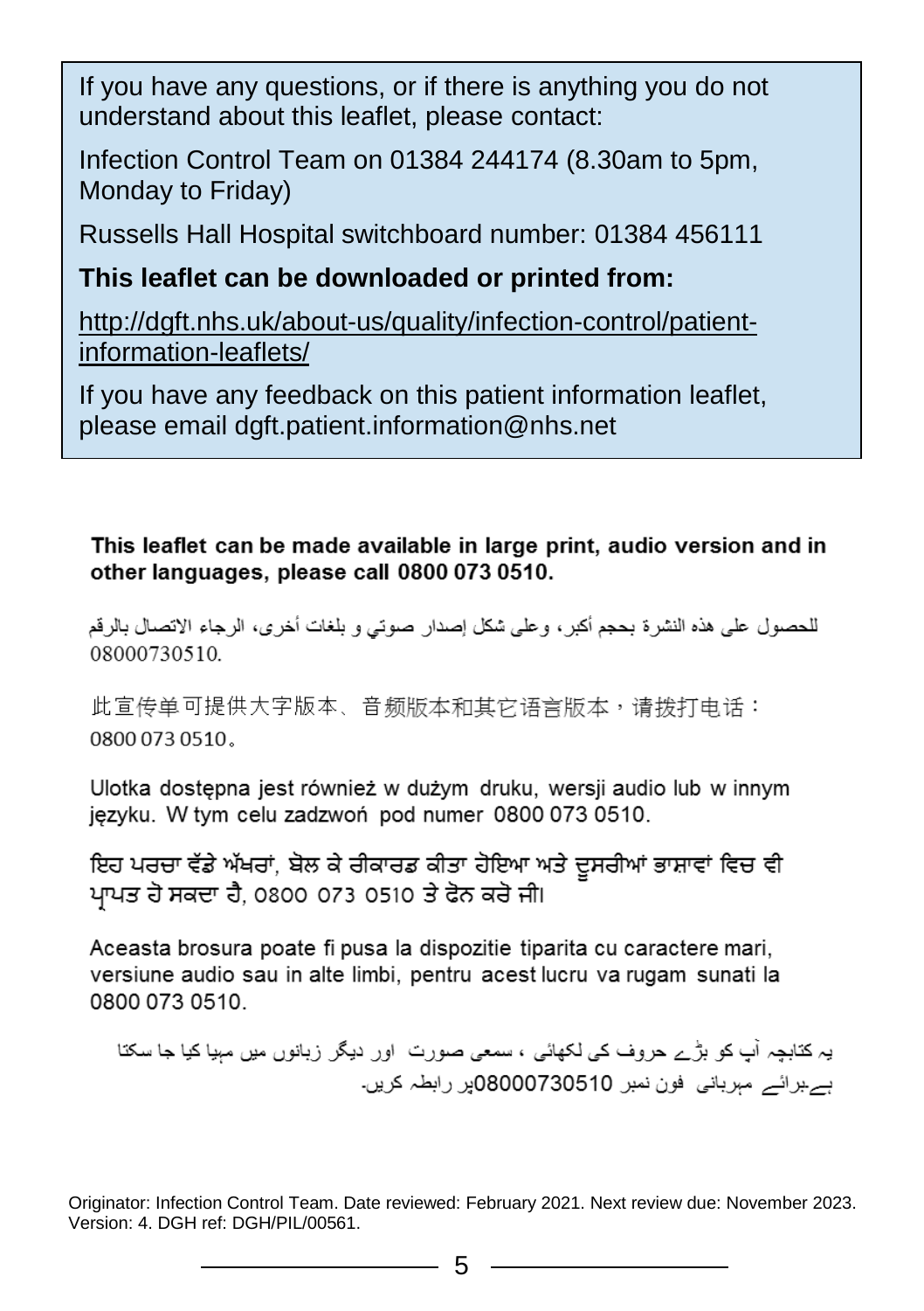If you have any questions, or if there is anything you do not understand about this leaflet, please contact:

Infection Control Team on 01384 244174 (8.30am to 5pm, Monday to Friday)

Russells Hall Hospital switchboard number: 01384 456111

**This leaflet can be downloaded or printed from:**

http://dgft.nhs.uk/about-us/quality/infection-control/patient-information-leaflets/

If you have any feedback on this patient information leaflet, please email dgft.patient.information@nhs.net

**This leaflet can be made available in large print, audio version and in other languages, please call 0800 073 0510.**

للحصول على هذه النشرة بحجم أكبر، وعلى شكل إصدار صوتي و بلغات أخرى، الرجاء الاتصال بالرقم 08000730510.

此宣传单可提供大字版本、音频版本和其它语言版本，请拨打电话：0800 073 0510。

Ulotka dostępna jest również w dużym druku, wersji audio lub w innym języku. W tym celu zadzwoń pod numer 0800 073 0510.

ਇਹ ਪਰਚਾ ਵੱਡੇ ਅੱਖਰਾਂ, ਬੋਲ ਕੇ ਰੀਕਾਰਡ ਕੀਤਾ ਹੋਇਆ ਅਤੇ ਦੂਸਰੀਆਂ ਭਾਸ਼ਾਵਾਂ ਵਿਚ ਵੀ ਪ੍ਰਾਪਤ ਹੋ ਸਕਦਾ ਹੈ, 0800 073 0510 ਤੇ ਫੋਨ ਕਰੋ ਜੀ।

Aceasta brosura poate fi pusa la dispozitie tiparita cu caractere mari, versiune audio sau in alte limbi, pentru acest lucru va rugam sunati la 0800 073 0510.

یہ کتابچہ آپ کو بڑے حروف کی لکھائی ، سمعی صورت اور دیگر زبانوں میں مہیا کیا جا سکتا ہے۔برائے مہربانی فون نمبر 08000730510پر رابطہ کریں۔

Originator: Infection Control Team. Date reviewed: February 2021. Next review due: November 2023. Version: 4. DGH ref: DGH/PIL/00561.